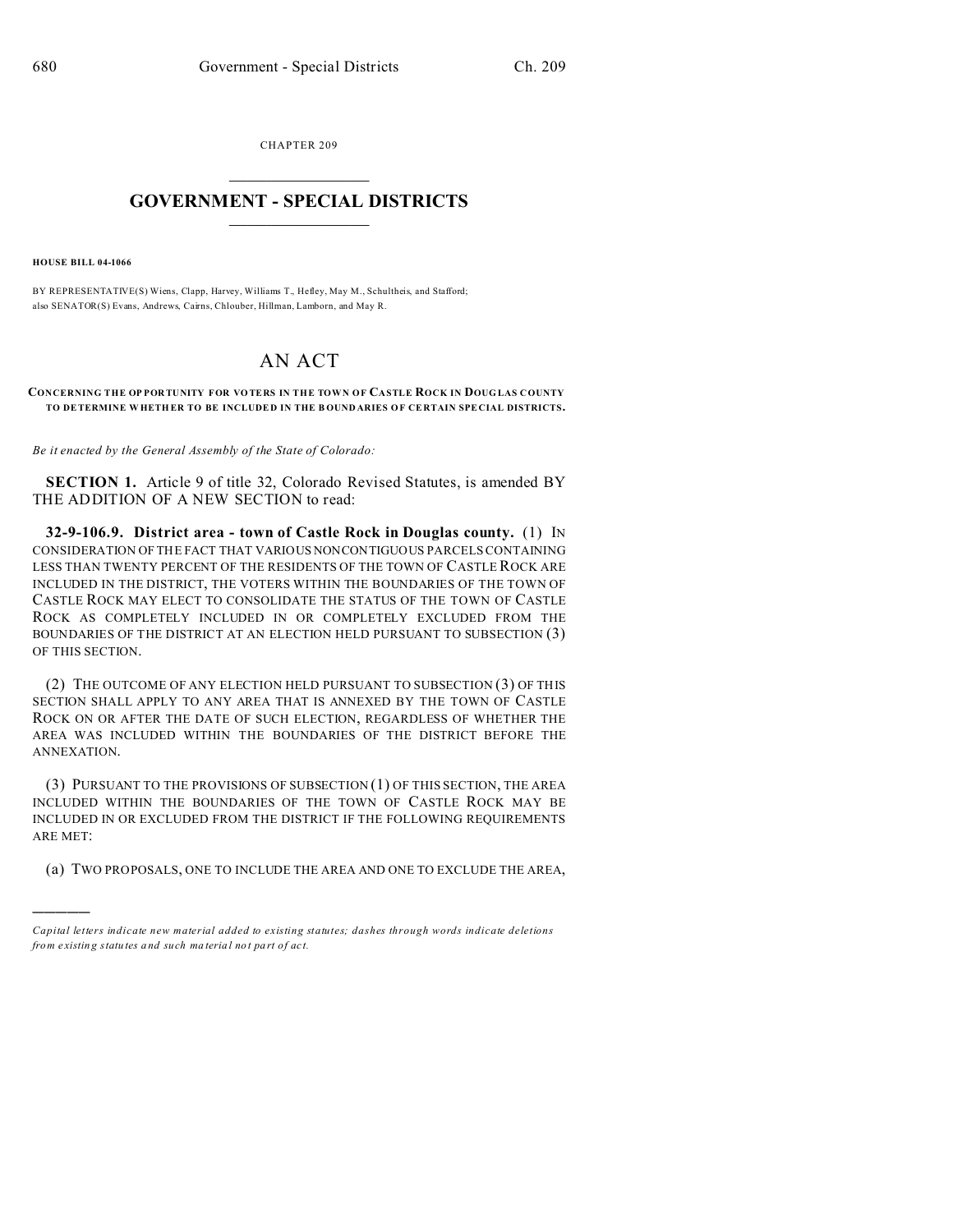CHAPTER 209

# GOVERNMENT - SPECIAL DISTRICTS

**HOUSE BILL 04-1066**

BY REPRESENTATIVE(S) Wiens, Clapp, Harvey, Williams T., Hefley, May M., Schultheis, and Stafford; also SENATOR(S) Evans, Andrews, Cairns, Chlouber, Hillman, Lamborn, and May R.

# AN ACT

**CONCERNING THE OPPORTUNITY FOR VOTERS IN THE TOWN OF CASTLE ROCK IN DOUGLAS COUNTY TO DETERMINE WHETHER TO BE INCLUDED IN THE BOUNDARIES OF CERTAIN SPECIAL DISTRICTS.**

*Be it enacted by the General Assembly of the State of Colorado:*

**SECTION 1.** Article 9 of title 32, Colorado Revised Statutes, is amended BY THE ADDITION OF A NEW SECTION to read:

**32-9-106.9. District area - town of Castle Rock in Douglas county.** (1) IN CONSIDERATION OF THE FACT THAT VARIOUS NONCONTIGUOUS PARCELS CONTAINING LESS THAN TWENTY PERCENT OF THE RESIDENTS OF THE TOWN OF CASTLE ROCK ARE INCLUDED IN THE DISTRICT, THE VOTERS WITHIN THE BOUNDARIES OF THE TOWN OF CASTLE ROCK MAY ELECT TO CONSOLIDATE THE STATUS OF THE TOWN OF CASTLE ROCK AS COMPLETELY INCLUDED IN OR COMPLETELY EXCLUDED FROM THE BOUNDARIES OF THE DISTRICT AT AN ELECTION HELD PURSUANT TO SUBSECTION (3) OF THIS SECTION.

(2) THE OUTCOME OF ANY ELECTION HELD PURSUANT TO SUBSECTION (3) OF THIS SECTION SHALL APPLY TO ANY AREA THAT IS ANNEXED BY THE TOWN OF CASTLE ROCK ON OR AFTER THE DATE OF SUCH ELECTION, REGARDLESS OF WHETHER THE AREA WAS INCLUDED WITHIN THE BOUNDARIES OF THE DISTRICT BEFORE THE ANNEXATION.

(3) PURSUANT TO THE PROVISIONS OF SUBSECTION (1) OF THIS SECTION, THE AREA INCLUDED WITHIN THE BOUNDARIES OF THE TOWN OF CASTLE ROCK MAY BE INCLUDED IN OR EXCLUDED FROM THE DISTRICT IF THE FOLLOWING REQUIREMENTS ARE MET:

(a) TWO PROPOSALS, ONE TO INCLUDE THE AREA AND ONE TO EXCLUDE THE AREA,

---

*Capital letters indicate new material added to existing statutes; dashes through words indicate deletions from existing statutes and such material not part of act.*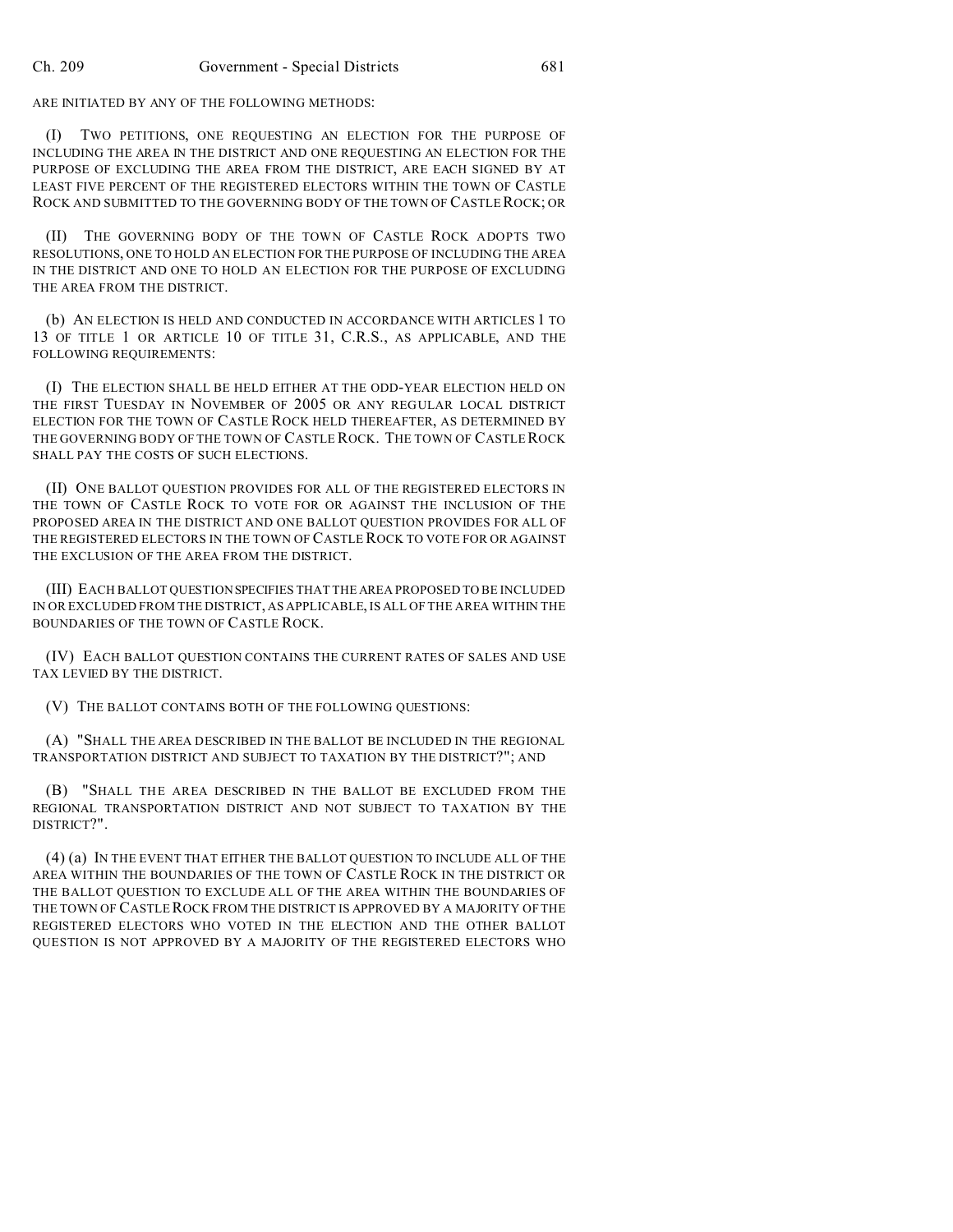ARE INITIATED BY ANY OF THE FOLLOWING METHODS:

(I) TWO PETITIONS, ONE REQUESTING AN ELECTION FOR THE PURPOSE OF INCLUDING THE AREA IN THE DISTRICT AND ONE REQUESTING AN ELECTION FOR THE PURPOSE OF EXCLUDING THE AREA FROM THE DISTRICT, ARE EACH SIGNED BY AT LEAST FIVE PERCENT OF THE REGISTERED ELECTORS WITHIN THE TOWN OF CASTLE ROCK AND SUBMITTED TO THE GOVERNING BODY OF THE TOWN OF CASTLE ROCK; OR

(II) THE GOVERNING BODY OF THE TOWN OF CASTLE ROCK ADOPTS TWO RESOLUTIONS, ONE TO HOLD AN ELECTION FOR THE PURPOSE OF INCLUDING THE AREA IN THE DISTRICT AND ONE TO HOLD AN ELECTION FOR THE PURPOSE OF EXCLUDING THE AREA FROM THE DISTRICT.

(b) AN ELECTION IS HELD AND CONDUCTED IN ACCORDANCE WITH ARTICLES 1 TO 13 OF TITLE 1 OR ARTICLE 10 OF TITLE 31, C.R.S., AS APPLICABLE, AND THE FOLLOWING REQUIREMENTS:

(I) THE ELECTION SHALL BE HELD EITHER AT THE ODD-YEAR ELECTION HELD ON THE FIRST TUESDAY IN NOVEMBER OF 2005 OR ANY REGULAR LOCAL DISTRICT ELECTION FOR THE TOWN OF CASTLE ROCK HELD THEREAFTER, AS DETERMINED BY THE GOVERNING BODY OF THE TOWN OF CASTLE ROCK. THE TOWN OF CASTLE ROCK SHALL PAY THE COSTS OF SUCH ELECTIONS.

(II) ONE BALLOT QUESTION PROVIDES FOR ALL OF THE REGISTERED ELECTORS IN THE TOWN OF CASTLE ROCK TO VOTE FOR OR AGAINST THE INCLUSION OF THE PROPOSED AREA IN THE DISTRICT AND ONE BALLOT QUESTION PROVIDES FOR ALL OF THE REGISTERED ELECTORS IN THE TOWN OF CASTLE ROCK TO VOTE FOR OR AGAINST THE EXCLUSION OF THE AREA FROM THE DISTRICT.

(III) EACH BALLOT QUESTION SPECIFIES THAT THE AREA PROPOSED TO BE INCLUDED IN OR EXCLUDED FROM THE DISTRICT, AS APPLICABLE, IS ALL OF THE AREA WITHIN THE BOUNDARIES OF THE TOWN OF CASTLE ROCK.

(IV) EACH BALLOT QUESTION CONTAINS THE CURRENT RATES OF SALES AND USE TAX LEVIED BY THE DISTRICT.

(V) THE BALLOT CONTAINS BOTH OF THE FOLLOWING QUESTIONS:

(A) "SHALL THE AREA DESCRIBED IN THE BALLOT BE INCLUDED IN THE REGIONAL TRANSPORTATION DISTRICT AND SUBJECT TO TAXATION BY THE DISTRICT?"; AND

(B) "SHALL THE AREA DESCRIBED IN THE BALLOT BE EXCLUDED FROM THE REGIONAL TRANSPORTATION DISTRICT AND NOT SUBJECT TO TAXATION BY THE DISTRICT?".

(4) (a) IN THE EVENT THAT EITHER THE BALLOT QUESTION TO INCLUDE ALL OF THE AREA WITHIN THE BOUNDARIES OF THE TOWN OF CASTLE ROCK IN THE DISTRICT OR THE BALLOT QUESTION TO EXCLUDE ALL OF THE AREA WITHIN THE BOUNDARIES OF THE TOWN OF CASTLE ROCK FROM THE DISTRICT IS APPROVED BY A MAJORITY OF THE REGISTERED ELECTORS WHO VOTED IN THE ELECTION AND THE OTHER BALLOT QUESTION IS NOT APPROVED BY A MAJORITY OF THE REGISTERED ELECTORS WHO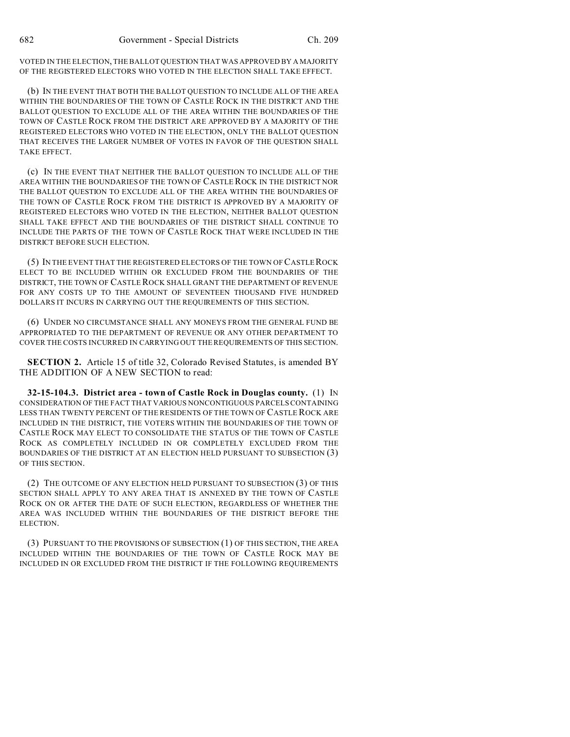VOTED IN THE ELECTION, THE BALLOT QUESTION THAT WAS APPROVED BY A MAJORITY OF THE REGISTERED ELECTORS WHO VOTED IN THE ELECTION SHALL TAKE EFFECT.

(b) IN THE EVENT THAT BOTH THE BALLOT QUESTION TO INCLUDE ALL OF THE AREA WITHIN THE BOUNDARIES OF THE TOWN OF CASTLE ROCK IN THE DISTRICT AND THE BALLOT QUESTION TO EXCLUDE ALL OF THE AREA WITHIN THE BOUNDARIES OF THE TOWN OF CASTLE ROCK FROM THE DISTRICT ARE APPROVED BY A MAJORITY OF THE REGISTERED ELECTORS WHO VOTED IN THE ELECTION, ONLY THE BALLOT QUESTION THAT RECEIVES THE LARGER NUMBER OF VOTES IN FAVOR OF THE QUESTION SHALL TAKE EFFECT.

(c) IN THE EVENT THAT NEITHER THE BALLOT QUESTION TO INCLUDE ALL OF THE AREA WITHIN THE BOUNDARIES OF THE TOWN OF CASTLE ROCK IN THE DISTRICT NOR THE BALLOT QUESTION TO EXCLUDE ALL OF THE AREA WITHIN THE BOUNDARIES OF THE TOWN OF CASTLE ROCK FROM THE DISTRICT IS APPROVED BY A MAJORITY OF REGISTERED ELECTORS WHO VOTED IN THE ELECTION, NEITHER BALLOT QUESTION SHALL TAKE EFFECT AND THE BOUNDARIES OF THE DISTRICT SHALL CONTINUE TO INCLUDE THE PARTS OF THE TOWN OF CASTLE ROCK THAT WERE INCLUDED IN THE DISTRICT BEFORE SUCH ELECTION.

(5) IN THE EVENT THAT THE REGISTERED ELECTORS OF THE TOWN OF CASTLE ROCK ELECT TO BE INCLUDED WITHIN OR EXCLUDED FROM THE BOUNDARIES OF THE DISTRICT, THE TOWN OF CASTLE ROCK SHALL GRANT THE DEPARTMENT OF REVENUE FOR ANY COSTS UP TO THE AMOUNT OF SEVENTEEN THOUSAND FIVE HUNDRED DOLLARS IT INCURS IN CARRYING OUT THE REQUIREMENTS OF THIS SECTION.

(6) UNDER NO CIRCUMSTANCE SHALL ANY MONEYS FROM THE GENERAL FUND BE APPROPRIATED TO THE DEPARTMENT OF REVENUE OR ANY OTHER DEPARTMENT TO COVER THE COSTS INCURRED IN CARRYING OUT THE REQUIREMENTS OF THIS SECTION.

**SECTION 2.** Article 15 of title 32, Colorado Revised Statutes, is amended BY THE ADDITION OF A NEW SECTION to read:

**32-15-104.3. District area - town of Castle Rock in Douglas county.** (1) IN CONSIDERATION OF THE FACT THAT VARIOUS NONCONTIGUOUS PARCELS CONTAINING LESS THAN TWENTY PERCENT OF THE RESIDENTS OF THE TOWN OF CASTLE ROCK ARE INCLUDED IN THE DISTRICT, THE VOTERS WITHIN THE BOUNDARIES OF THE TOWN OF CASTLE ROCK MAY ELECT TO CONSOLIDATE THE STATUS OF THE TOWN OF CASTLE ROCK AS COMPLETELY INCLUDED IN OR COMPLETELY EXCLUDED FROM THE BOUNDARIES OF THE DISTRICT AT AN ELECTION HELD PURSUANT TO SUBSECTION (3) OF THIS SECTION.

(2) THE OUTCOME OF ANY ELECTION HELD PURSUANT TO SUBSECTION (3) OF THIS SECTION SHALL APPLY TO ANY AREA THAT IS ANNEXED BY THE TOWN OF CASTLE ROCK ON OR AFTER THE DATE OF SUCH ELECTION, REGARDLESS OF WHETHER THE AREA WAS INCLUDED WITHIN THE BOUNDARIES OF THE DISTRICT BEFORE THE ELECTION.

(3) PURSUANT TO THE PROVISIONS OF SUBSECTION (1) OF THIS SECTION, THE AREA INCLUDED WITHIN THE BOUNDARIES OF THE TOWN OF CASTLE ROCK MAY BE INCLUDED IN OR EXCLUDED FROM THE DISTRICT IF THE FOLLOWING REQUIREMENTS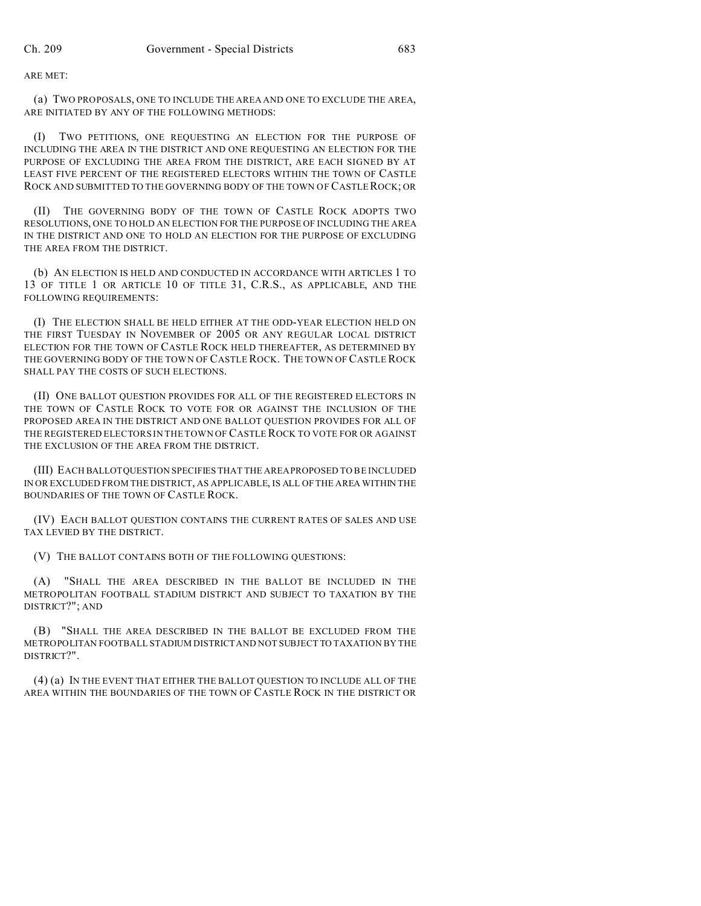ARE MET:

(a) TWO PROPOSALS, ONE TO INCLUDE THE AREA AND ONE TO EXCLUDE THE AREA, ARE INITIATED BY ANY OF THE FOLLOWING METHODS:

(I) TWO PETITIONS, ONE REQUESTING AN ELECTION FOR THE PURPOSE OF INCLUDING THE AREA IN THE DISTRICT AND ONE REQUESTING AN ELECTION FOR THE PURPOSE OF EXCLUDING THE AREA FROM THE DISTRICT, ARE EACH SIGNED BY AT LEAST FIVE PERCENT OF THE REGISTERED ELECTORS WITHIN THE TOWN OF CASTLE ROCK AND SUBMITTED TO THE GOVERNING BODY OF THE TOWN OF CASTLE ROCK; OR

(II) THE GOVERNING BODY OF THE TOWN OF CASTLE ROCK ADOPTS TWO RESOLUTIONS, ONE TO HOLD AN ELECTION FOR THE PURPOSE OF INCLUDING THE AREA IN THE DISTRICT AND ONE TO HOLD AN ELECTION FOR THE PURPOSE OF EXCLUDING THE AREA FROM THE DISTRICT.

(b) AN ELECTION IS HELD AND CONDUCTED IN ACCORDANCE WITH ARTICLES 1 TO 13 OF TITLE 1 OR ARTICLE 10 OF TITLE 31, C.R.S., AS APPLICABLE, AND THE FOLLOWING REQUIREMENTS:

(I) THE ELECTION SHALL BE HELD EITHER AT THE ODD-YEAR ELECTION HELD ON THE FIRST TUESDAY IN NOVEMBER OF 2005 OR ANY REGULAR LOCAL DISTRICT ELECTION FOR THE TOWN OF CASTLE ROCK HELD THEREAFTER, AS DETERMINED BY THE GOVERNING BODY OF THE TOWN OF CASTLE ROCK. THE TOWN OF CASTLE ROCK SHALL PAY THE COSTS OF SUCH ELECTIONS.

(II) ONE BALLOT QUESTION PROVIDES FOR ALL OF THE REGISTERED ELECTORS IN THE TOWN OF CASTLE ROCK TO VOTE FOR OR AGAINST THE INCLUSION OF THE PROPOSED AREA IN THE DISTRICT AND ONE BALLOT QUESTION PROVIDES FOR ALL OF THE REGISTERED ELECTORS IN THE TOWN OF CASTLE ROCK TO VOTE FOR OR AGAINST THE EXCLUSION OF THE AREA FROM THE DISTRICT.

(III) EACH BALLOT QUESTION SPECIFIES THAT THE AREA PROPOSED TO BE INCLUDED IN OR EXCLUDED FROM THE DISTRICT, AS APPLICABLE, IS ALL OF THE AREA WITHIN THE BOUNDARIES OF THE TOWN OF CASTLE ROCK.

(IV) EACH BALLOT QUESTION CONTAINS THE CURRENT RATES OF SALES AND USE TAX LEVIED BY THE DISTRICT.

(V) THE BALLOT CONTAINS BOTH OF THE FOLLOWING QUESTIONS:

(A) "SHALL THE AREA DESCRIBED IN THE BALLOT BE INCLUDED IN THE METROPOLITAN FOOTBALL STADIUM DISTRICT AND SUBJECT TO TAXATION BY THE DISTRICT?"; AND

(B) "SHALL THE AREA DESCRIBED IN THE BALLOT BE EXCLUDED FROM THE METROPOLITAN FOOTBALL STADIUM DISTRICT AND NOT SUBJECT TO TAXATION BY THE DISTRICT?".

(4) (a) IN THE EVENT THAT EITHER THE BALLOT QUESTION TO INCLUDE ALL OF THE AREA WITHIN THE BOUNDARIES OF THE TOWN OF CASTLE ROCK IN THE DISTRICT OR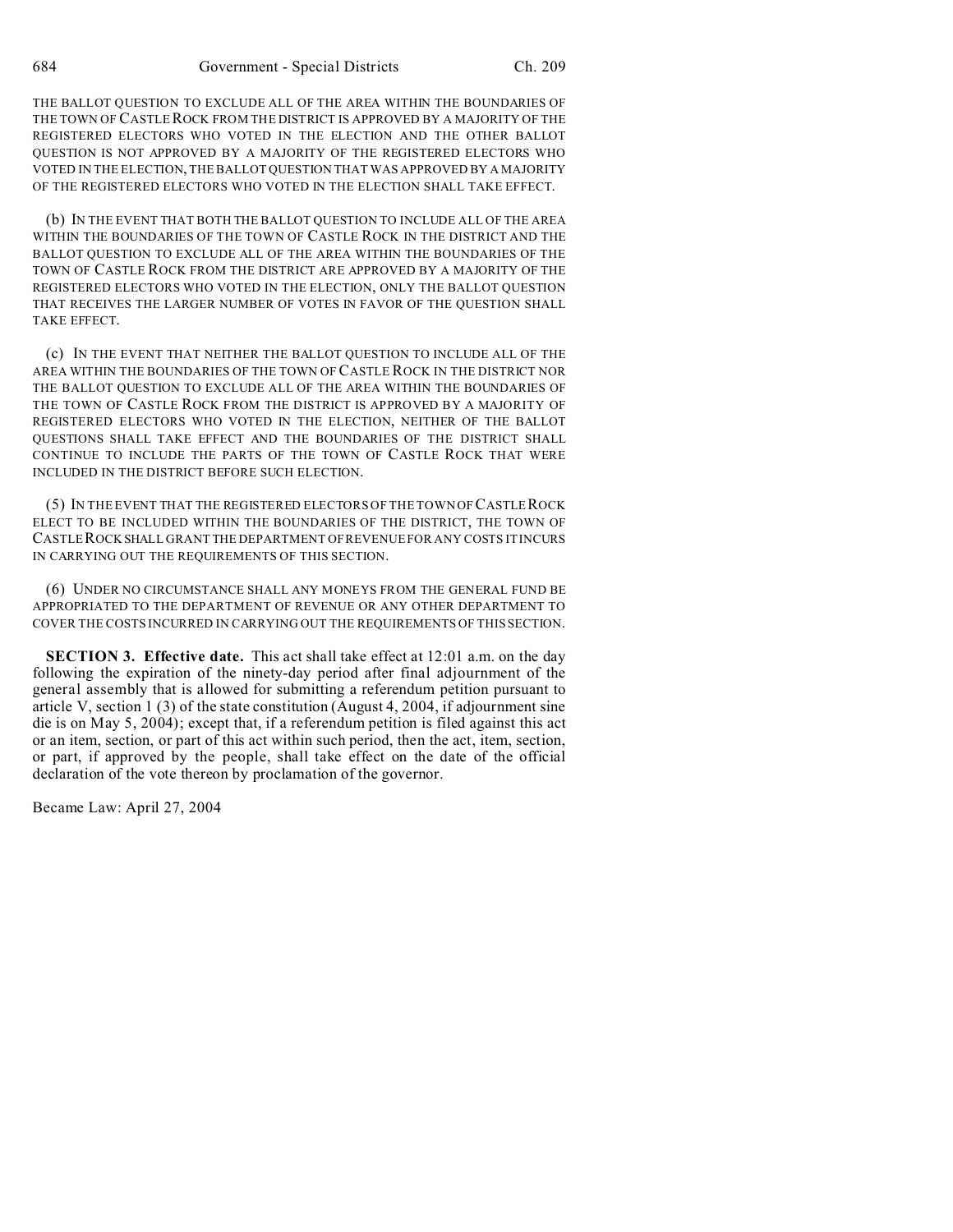THE BALLOT QUESTION TO EXCLUDE ALL OF THE AREA WITHIN THE BOUNDARIES OF THE TOWN OF CASTLE ROCK FROM THE DISTRICT IS APPROVED BY A MAJORITY OF THE REGISTERED ELECTORS WHO VOTED IN THE ELECTION AND THE OTHER BALLOT QUESTION IS NOT APPROVED BY A MAJORITY OF THE REGISTERED ELECTORS WHO VOTED IN THE ELECTION, THE BALLOT QUESTION THAT WAS APPROVED BY A MAJORITY OF THE REGISTERED ELECTORS WHO VOTED IN THE ELECTION SHALL TAKE EFFECT.

(b) IN THE EVENT THAT BOTH THE BALLOT QUESTION TO INCLUDE ALL OF THE AREA WITHIN THE BOUNDARIES OF THE TOWN OF CASTLE ROCK IN THE DISTRICT AND THE BALLOT QUESTION TO EXCLUDE ALL OF THE AREA WITHIN THE BOUNDARIES OF THE TOWN OF CASTLE ROCK FROM THE DISTRICT ARE APPROVED BY A MAJORITY OF THE REGISTERED ELECTORS WHO VOTED IN THE ELECTION, ONLY THE BALLOT QUESTION THAT RECEIVES THE LARGER NUMBER OF VOTES IN FAVOR OF THE QUESTION SHALL TAKE EFFECT.

(c) IN THE EVENT THAT NEITHER THE BALLOT QUESTION TO INCLUDE ALL OF THE AREA WITHIN THE BOUNDARIES OF THE TOWN OF CASTLE ROCK IN THE DISTRICT NOR THE BALLOT QUESTION TO EXCLUDE ALL OF THE AREA WITHIN THE BOUNDARIES OF THE TOWN OF CASTLE ROCK FROM THE DISTRICT IS APPROVED BY A MAJORITY OF REGISTERED ELECTORS WHO VOTED IN THE ELECTION, NEITHER OF THE BALLOT QUESTIONS SHALL TAKE EFFECT AND THE BOUNDARIES OF THE DISTRICT SHALL CONTINUE TO INCLUDE THE PARTS OF THE TOWN OF CASTLE ROCK THAT WERE INCLUDED IN THE DISTRICT BEFORE SUCH ELECTION.

(5) IN THE EVENT THAT THE REGISTERED ELECTORS OF THE TOWN OF CASTLE ROCK ELECT TO BE INCLUDED WITHIN THE BOUNDARIES OF THE DISTRICT, THE TOWN OF CASTLE ROCK SHALL GRANT THE DEPARTMENT OF REVENUE FOR ANY COSTS IT INCURS IN CARRYING OUT THE REQUIREMENTS OF THIS SECTION.

(6) UNDER NO CIRCUMSTANCE SHALL ANY MONEYS FROM THE GENERAL FUND BE APPROPRIATED TO THE DEPARTMENT OF REVENUE OR ANY OTHER DEPARTMENT TO COVER THE COSTS INCURRED IN CARRYING OUT THE REQUIREMENTS OF THIS SECTION.

**SECTION 3. Effective date.** This act shall take effect at 12:01 a.m. on the day following the expiration of the ninety-day period after final adjournment of the general assembly that is allowed for submitting a referendum petition pursuant to article V, section 1 (3) of the state constitution (August 4, 2004, if adjournment sine die is on May 5, 2004); except that, if a referendum petition is filed against this act or an item, section, or part of this act within such period, then the act, item, section, or part, if approved by the people, shall take effect on the date of the official declaration of the vote thereon by proclamation of the governor.

Became Law: April 27, 2004